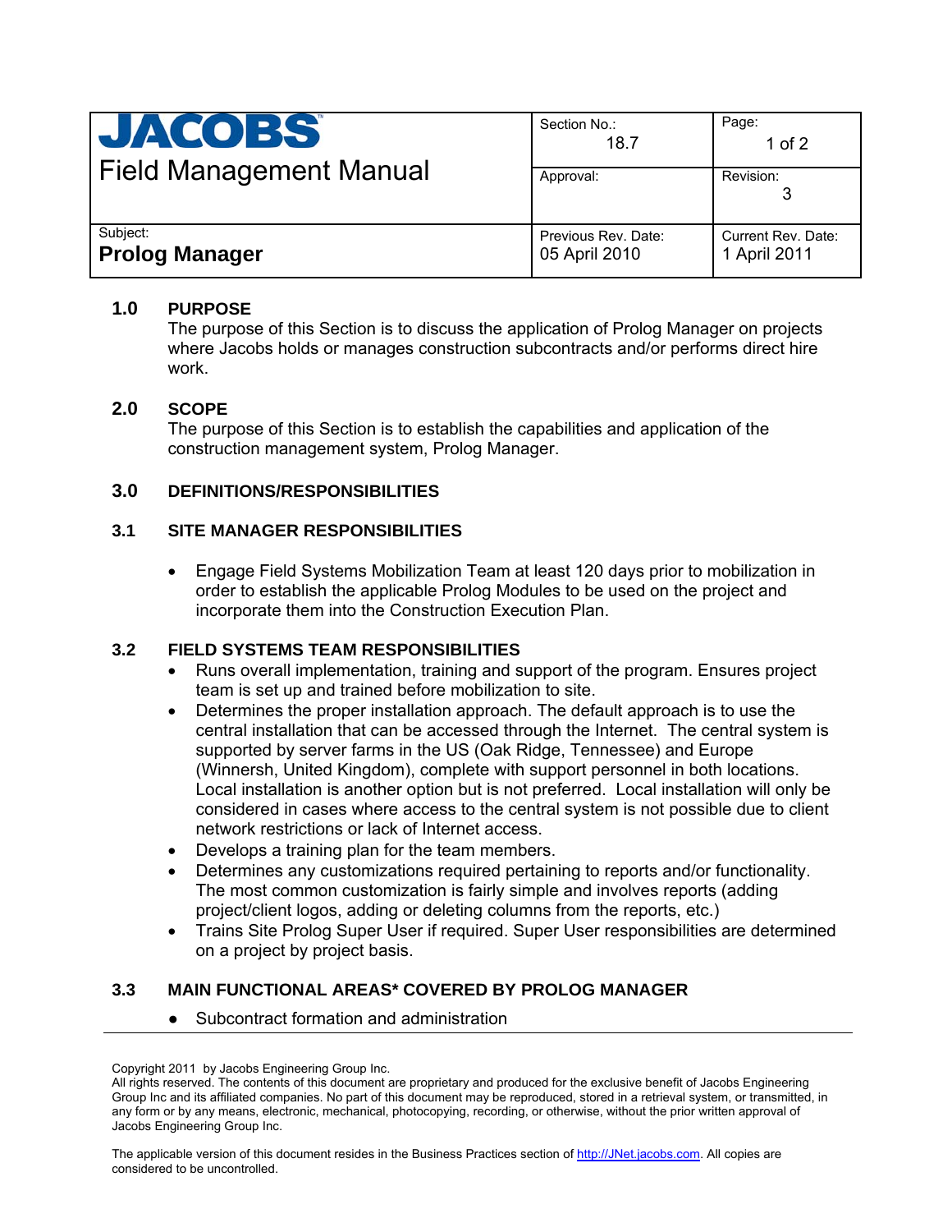| JACOBS Field Management Manual | Section No.: 18.7 | Page: 1 of 2 |
| --- | --- | --- |
| | Approval: | Revision: 3 |
| Subject: **Prolog Manager** | Previous Rev. Date: 05 April 2010 | Current Rev. Date: 1 April 2011 |

## 1.0 PURPOSE

The purpose of this Section is to discuss the application of Prolog Manager on projects where Jacobs holds or manages construction subcontracts and/or performs direct hire work.

## 2.0 SCOPE

The purpose of this Section is to establish the capabilities and application of the construction management system, Prolog Manager.

## 3.0 DEFINITIONS/RESPONSIBILITIES

### 3.1 SITE MANAGER RESPONSIBILITIES

- Engage Field Systems Mobilization Team at least 120 days prior to mobilization in order to establish the applicable Prolog Modules to be used on the project and incorporate them into the Construction Execution Plan.

### 3.2 FIELD SYSTEMS TEAM RESPONSIBILITIES

- Runs overall implementation, training and support of the program. Ensures project team is set up and trained before mobilization to site.
- Determines the proper installation approach. The default approach is to use the central installation that can be accessed through the Internet. The central system is supported by server farms in the US (Oak Ridge, Tennessee) and Europe (Winnersh, United Kingdom), complete with support personnel in both locations. Local installation is another option but is not preferred. Local installation will only be considered in cases where access to the central system is not possible due to client network restrictions or lack of Internet access.
- Develops a training plan for the team members.
- Determines any customizations required pertaining to reports and/or functionality. The most common customization is fairly simple and involves reports (adding project/client logos, adding or deleting columns from the reports, etc.)
- Trains Site Prolog Super User if required. Super User responsibilities are determined on a project by project basis.

### 3.3 MAIN FUNCTIONAL AREAS* COVERED BY PROLOG MANAGER

- Subcontract formation and administration

Copyright 2011 by Jacobs Engineering Group Inc.
All rights reserved. The contents of this document are proprietary and produced for the exclusive benefit of Jacobs Engineering Group Inc and its affiliated companies. No part of this document may be reproduced, stored in a retrieval system, or transmitted, in any form or by any means, electronic, mechanical, photocopying, recording, or otherwise, without the prior written approval of Jacobs Engineering Group Inc.

The applicable version of this document resides in the Business Practices section of http://JNet.jacobs.com. All copies are considered to be uncontrolled.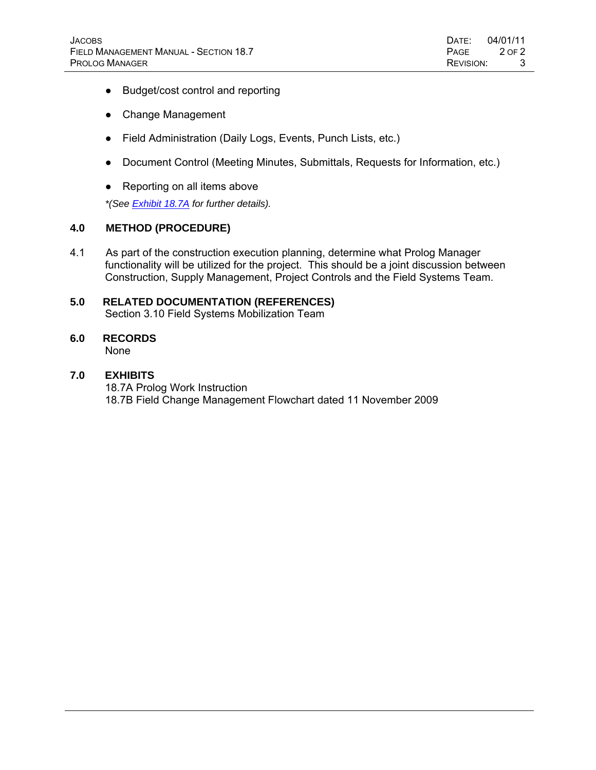- Budget/cost control and reporting
- Change Management
- Field Administration (Daily Logs, Events, Punch Lists, etc.)
- Document Control (Meeting Minutes, Submittals, Requests for Information, etc.)
- Reporting on all items above

*\*(See Exhibit 18.7A for further details).*

## 4.0 METHOD (PROCEDURE)

4.1 As part of the construction execution planning, determine what Prolog Manager functionality will be utilized for the project. This should be a joint discussion between Construction, Supply Management, Project Controls and the Field Systems Team.

## 5.0 RELATED DOCUMENTATION (REFERENCES)

Section 3.10 Field Systems Mobilization Team

## 6.0 RECORDS

None

## 7.0 EXHIBITS

18.7A Prolog Work Instruction
18.7B Field Change Management Flowchart dated 11 November 2009